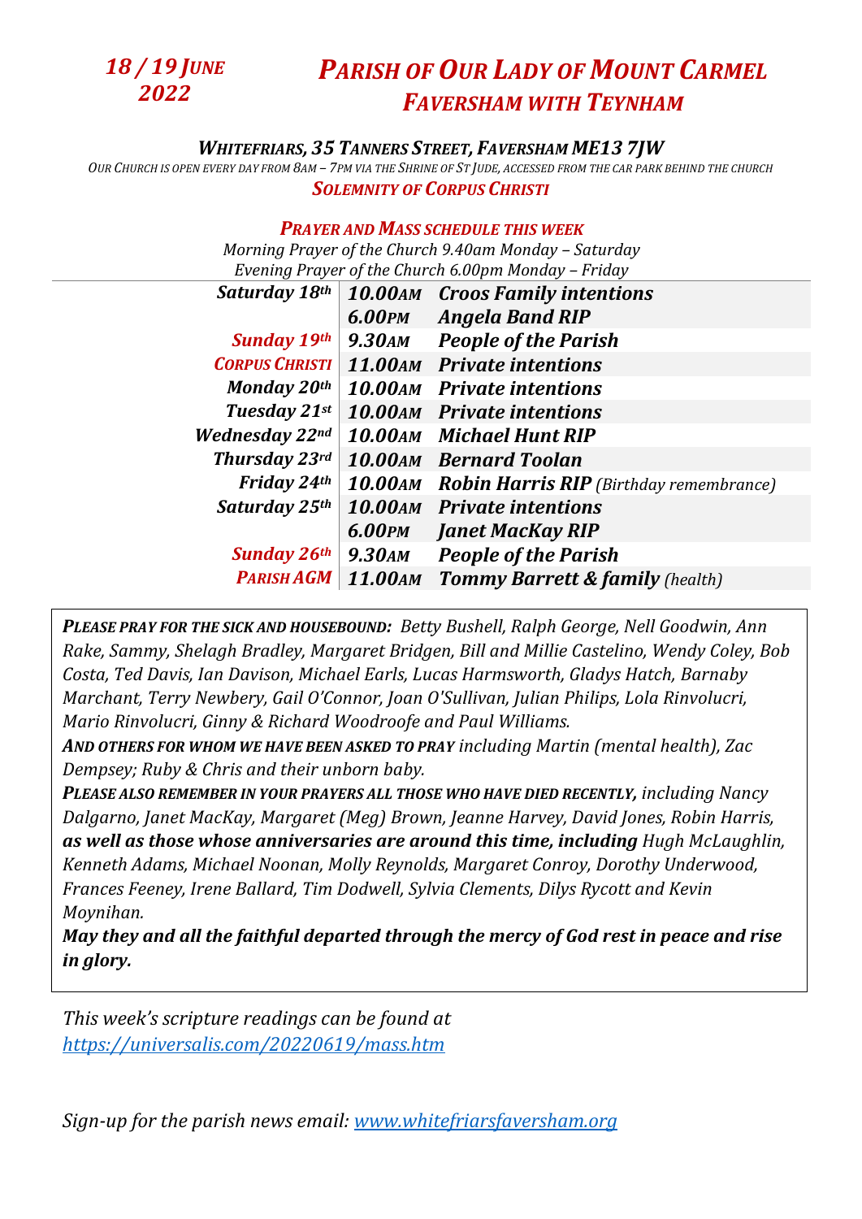***18 / 19 June 2022***

# *Parish of Our Lady of Mount Carmel*
## *Faversham with Teynham*

***Whitefriars, 35 Tanners Street, Faversham ME13 7JW***

*Our Church is open every day from 8am – 7pm via the Shrine of St Jude, accessed from the car park behind the church*

***Solemnity of Corpus Christi***

***Prayer and Mass schedule this week***

*Morning Prayer of the Church 9.40am Monday – Saturday*
*Evening Prayer of the Church 6.00pm Monday – Friday*

| | | |
|---|---|---|
| ***Saturday 18th*** | ***10.00am*** | ***Croos Family intentions*** |
| | ***6.00pm*** | ***Angela Band RIP*** |
| ***Sunday 19th*** | ***9.30am*** | ***People of the Parish*** |
| ***Corpus Christi*** | ***11.00am*** | ***Private intentions*** |
| ***Monday 20th*** | ***10.00am*** | ***Private intentions*** |
| ***Tuesday 21st*** | ***10.00am*** | ***Private intentions*** |
| ***Wednesday 22nd*** | ***10.00am*** | ***Michael Hunt RIP*** |
| ***Thursday 23rd*** | ***10.00am*** | ***Bernard Toolan*** |
| ***Friday 24th*** | ***10.00am*** | ***Robin Harris RIP*** *(Birthday remembrance)* |
| ***Saturday 25th*** | ***10.00am*** | ***Private intentions*** |
| | ***6.00pm*** | ***Janet MacKay RIP*** |
| ***Sunday 26th*** | ***9.30am*** | ***People of the Parish*** |
| ***Parish AGM*** | ***11.00am*** | ***Tommy Barrett & family*** *(health)* |

***Please pray for the sick and housebound:*** *Betty Bushell, Ralph George, Nell Goodwin, Ann Rake, Sammy, Shelagh Bradley, Margaret Bridgen, Bill and Millie Castelino, Wendy Coley, Bob Costa, Ted Davis, Ian Davison, Michael Earls, Lucas Harmsworth, Gladys Hatch, Barnaby Marchant, Terry Newbery, Gail O'Connor, Joan O'Sullivan, Julian Philips, Lola Rinvolucri, Mario Rinvolucri, Ginny & Richard Woodroofe and Paul Williams.*
***And others for whom we have been asked to pray*** *including Martin (mental health), Zac Dempsey; Ruby & Chris and their unborn baby.*
***Please also remember in your prayers all those who have died recently,*** *including Nancy Dalgarno, Janet MacKay, Margaret (Meg) Brown, Jeanne Harvey, David Jones, Robin Harris,* ***as well as those whose anniversaries are around this time, including*** *Hugh McLaughlin, Kenneth Adams, Michael Noonan, Molly Reynolds, Margaret Conroy, Dorothy Underwood, Frances Feeney, Irene Ballard, Tim Dodwell, Sylvia Clements, Dilys Rycott and Kevin Moynihan.*
***May they and all the faithful departed through the mercy of God rest in peace and rise in glory.***

*This week's scripture readings can be found at [https://universalis.com/20220619/mass.htm](https://universalis.com/20220619/mass.htm)*

*Sign-up for the parish news email: [www.whitefriarsfaversham.org](www.whitefriarsfaversham.org)*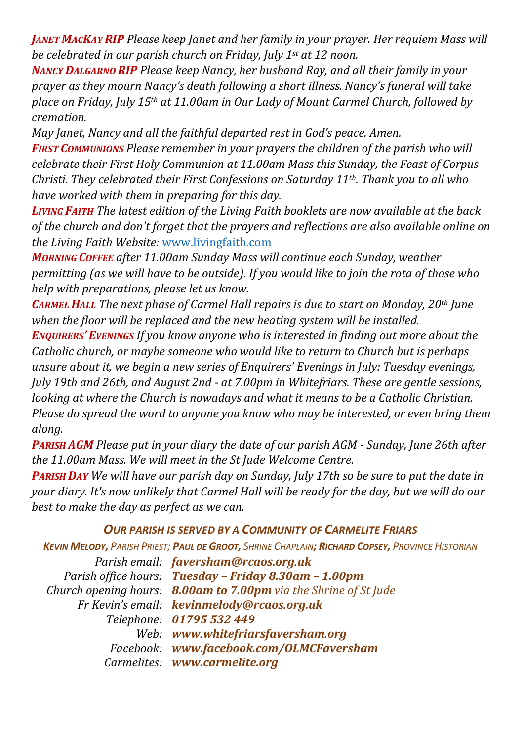***JANET MACKAY RIP*** *Please keep Janet and her family in your prayer. Her requiem Mass will be celebrated in our parish church on Friday, July 1st at 12 noon.*

***NANCY DALGARNO RIP*** *Please keep Nancy, her husband Ray, and all their family in your prayer as they mourn Nancy's death following a short illness. Nancy's funeral will take place on Friday, July 15th at 11.00am in Our Lady of Mount Carmel Church, followed by cremation.*

*May Janet, Nancy and all the faithful departed rest in God's peace. Amen.*

***FIRST COMMUNIONS*** *Please remember in your prayers the children of the parish who will celebrate their First Holy Communion at 11.00am Mass this Sunday, the Feast of Corpus Christi. They celebrated their First Confessions on Saturday 11th. Thank you to all who have worked with them in preparing for this day.*

***LIVING FAITH*** *The latest edition of the Living Faith booklets are now available at the back of the church and don't forget that the prayers and reflections are also available online on the Living Faith Website:* www.livingfaith.com

***MORNING COFFEE*** *after 11.00am Sunday Mass will continue each Sunday, weather permitting (as we will have to be outside). If you would like to join the rota of those who help with preparations, please let us know.*

***CARMEL HALL*** *The next phase of Carmel Hall repairs is due to start on Monday, 20th June when the floor will be replaced and the new heating system will be installed.*

***ENQUIRERS' EVENINGS*** *If you know anyone who is interested in finding out more about the Catholic church, or maybe someone who would like to return to Church but is perhaps unsure about it, we begin a new series of Enquirers' Evenings in July: Tuesday evenings, July 19th and 26th, and August 2nd - at 7.00pm in Whitefriars. These are gentle sessions, looking at where the Church is nowadays and what it means to be a Catholic Christian. Please do spread the word to anyone you know who may be interested, or even bring them along.*

***PARISH AGM*** *Please put in your diary the date of our parish AGM - Sunday, June 26th after the 11.00am Mass. We will meet in the St Jude Welcome Centre.*

***PARISH DAY*** *We will have our parish day on Sunday, July 17th so be sure to put the date in your diary. It's now unlikely that Carmel Hall will be ready for the day, but we will do our best to make the day as perfect as we can.*

***OUR PARISH IS SERVED BY A COMMUNITY OF CARMELITE FRIARS***

***KEVIN MELODY,*** *PARISH PRIEST;* ***PAUL DE GROOT,*** *SHRINE CHAPLAIN;* ***RICHARD COPSEY,*** *PROVINCE HISTORIAN*

| | |
|---|---|
| *Parish email:* | ***faversham@rcaos.org.uk*** |
| *Parish office hours:* | ***Tuesday – Friday 8.30am – 1.00pm*** |
| *Church opening hours:* | ***8.00am to 7.00pm*** *via the Shrine of St Jude* |
| *Fr Kevin's email:* | ***kevinmelody@rcaos.org.uk*** |
| *Telephone:* | ***01795 532 449*** |
| *Web:* | ***www.whitefriarsfaversham.org*** |
| *Facebook:* | ***www.facebook.com/OLMCFaversham*** |
| *Carmelites:* | ***www.carmelite.org*** |